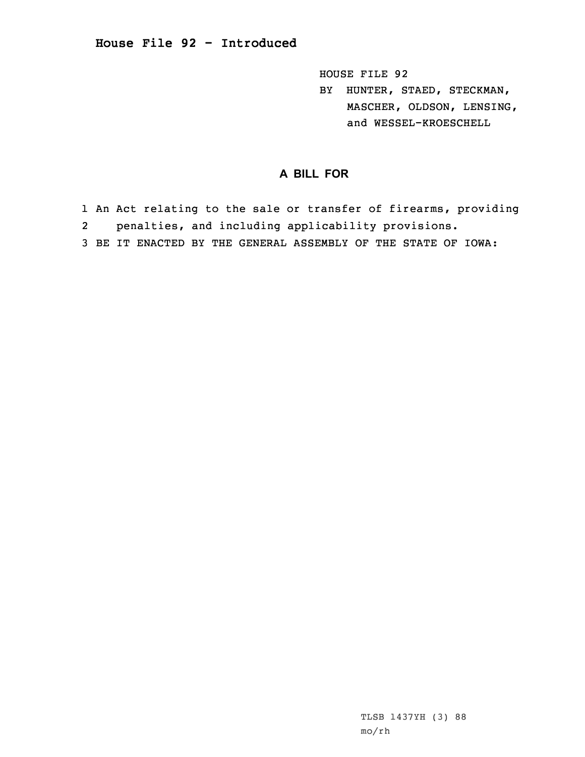# House File 92 - Introduced

HOUSE FILE 92
BY HUNTER, STAED, STECKMAN, MASCHER, OLDSON, LENSING, and WESSEL-KROESCHELL

## A BILL FOR

1 An Act relating to the sale or transfer of firearms, providing
2 penalties, and including applicability provisions.
3 BE IT ENACTED BY THE GENERAL ASSEMBLY OF THE STATE OF IOWA:

TLSB 1437YH (3) 88
mo/rh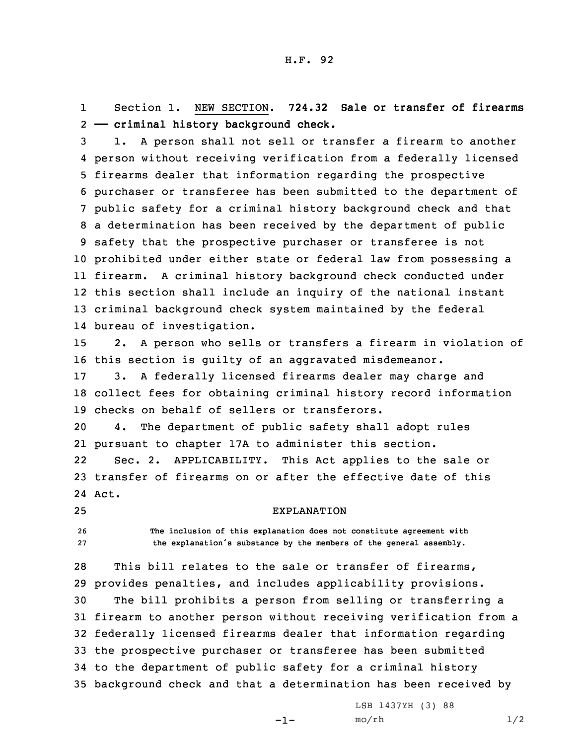H.F. 92

Section 1. NEW SECTION. **724.32 Sale or transfer of firearms — criminal history background check.**

1. A person shall not sell or transfer a firearm to another person without receiving verification from a federally licensed firearms dealer that information regarding the prospective purchaser or transferee has been submitted to the department of public safety for a criminal history background check and that a determination has been received by the department of public safety that the prospective purchaser or transferee is not prohibited under either state or federal law from possessing a firearm. A criminal history background check conducted under this section shall include an inquiry of the national instant criminal background check system maintained by the federal bureau of investigation.

2. A person who sells or transfers a firearm in violation of this section is guilty of an aggravated misdemeanor.

3. A federally licensed firearms dealer may charge and collect fees for obtaining criminal history record information checks on behalf of sellers or transferors.

4. The department of public safety shall adopt rules pursuant to chapter 17A to administer this section.

Sec. 2. APPLICABILITY. This Act applies to the sale or transfer of firearms on or after the effective date of this Act.

EXPLANATION

The inclusion of this explanation does not constitute agreement with the explanation's substance by the members of the general assembly.

This bill relates to the sale or transfer of firearms, provides penalties, and includes applicability provisions.

The bill prohibits a person from selling or transferring a firearm to another person without receiving verification from a federally licensed firearms dealer that information regarding the prospective purchaser or transferee has been submitted to the department of public safety for a criminal history background check and that a determination has been received by

LSB 1437YH (3) 88

mo/rh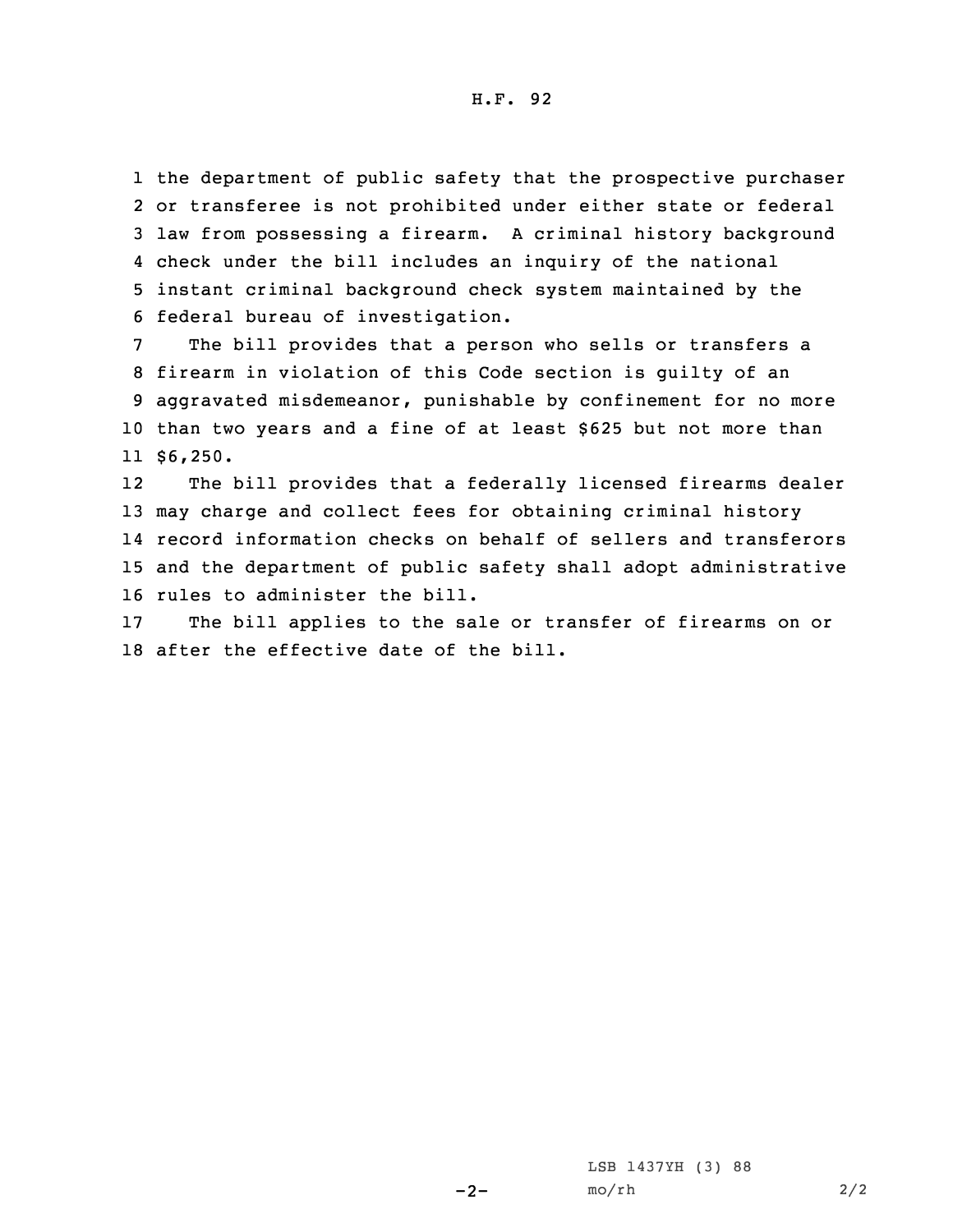the department of public safety that the prospective purchaser or transferee is not prohibited under either state or federal law from possessing a firearm. A criminal history background check under the bill includes an inquiry of the national instant criminal background check system maintained by the federal bureau of investigation.

The bill provides that a person who sells or transfers a firearm in violation of this Code section is guilty of an aggravated misdemeanor, punishable by confinement for no more than two years and a fine of at least $625 but not more than $6,250.

The bill provides that a federally licensed firearms dealer may charge and collect fees for obtaining criminal history record information checks on behalf of sellers and transferors and the department of public safety shall adopt administrative rules to administer the bill.

The bill applies to the sale or transfer of firearms on or after the effective date of the bill.